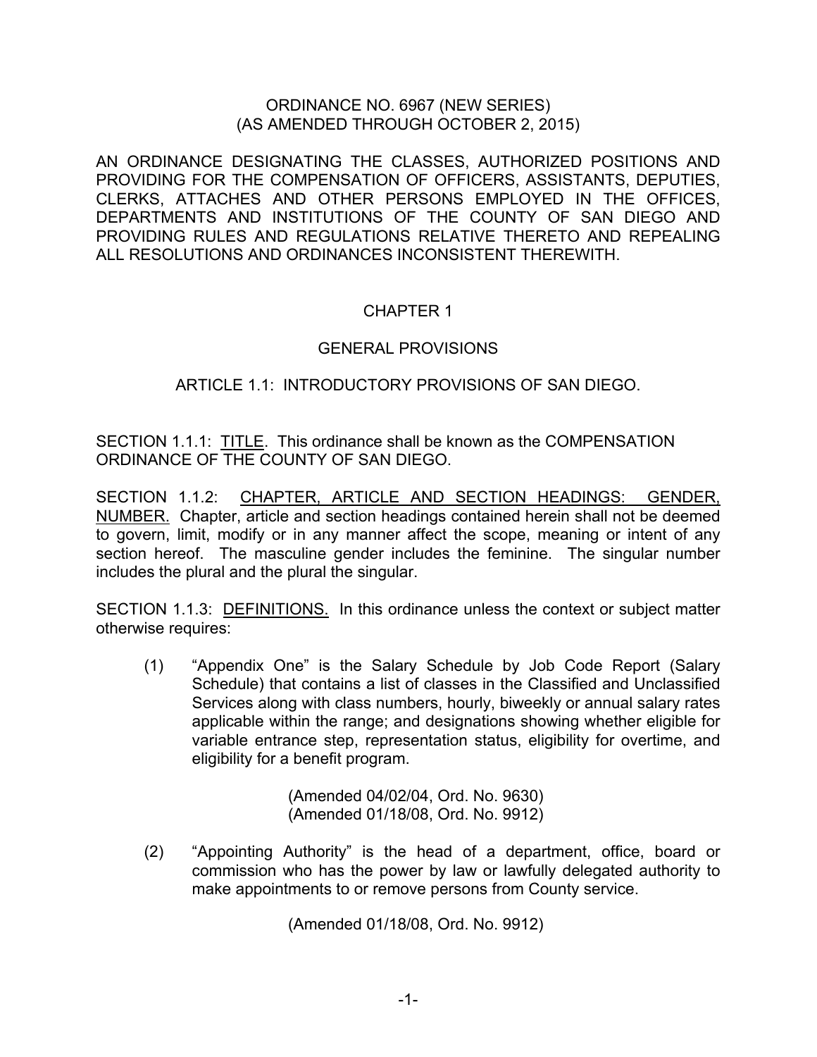ORDINANCE NO. 6967 (NEW SERIES)
(AS AMENDED THROUGH OCTOBER 2, 2015)

AN ORDINANCE DESIGNATING THE CLASSES, AUTHORIZED POSITIONS AND PROVIDING FOR THE COMPENSATION OF OFFICERS, ASSISTANTS, DEPUTIES, CLERKS, ATTACHES AND OTHER PERSONS EMPLOYED IN THE OFFICES, DEPARTMENTS AND INSTITUTIONS OF THE COUNTY OF SAN DIEGO AND PROVIDING RULES AND REGULATIONS RELATIVE THERETO AND REPEALING ALL RESOLUTIONS AND ORDINANCES INCONSISTENT THEREWITH.

# CHAPTER 1

## GENERAL PROVISIONS

### ARTICLE 1.1: INTRODUCTORY PROVISIONS OF SAN DIEGO.

SECTION 1.1.1: TITLE. This ordinance shall be known as the COMPENSATION ORDINANCE OF THE COUNTY OF SAN DIEGO.

SECTION 1.1.2: CHAPTER, ARTICLE AND SECTION HEADINGS: GENDER, NUMBER. Chapter, article and section headings contained herein shall not be deemed to govern, limit, modify or in any manner affect the scope, meaning or intent of any section hereof. The masculine gender includes the feminine. The singular number includes the plural and the plural the singular.

SECTION 1.1.3: DEFINITIONS. In this ordinance unless the context or subject matter otherwise requires:

(1) "Appendix One" is the Salary Schedule by Job Code Report (Salary Schedule) that contains a list of classes in the Classified and Unclassified Services along with class numbers, hourly, biweekly or annual salary rates applicable within the range; and designations showing whether eligible for variable entrance step, representation status, eligibility for overtime, and eligibility for a benefit program.

(Amended 04/02/04, Ord. No. 9630)
(Amended 01/18/08, Ord. No. 9912)

(2) "Appointing Authority" is the head of a department, office, board or commission who has the power by law or lawfully delegated authority to make appointments to or remove persons from County service.

(Amended 01/18/08, Ord. No. 9912)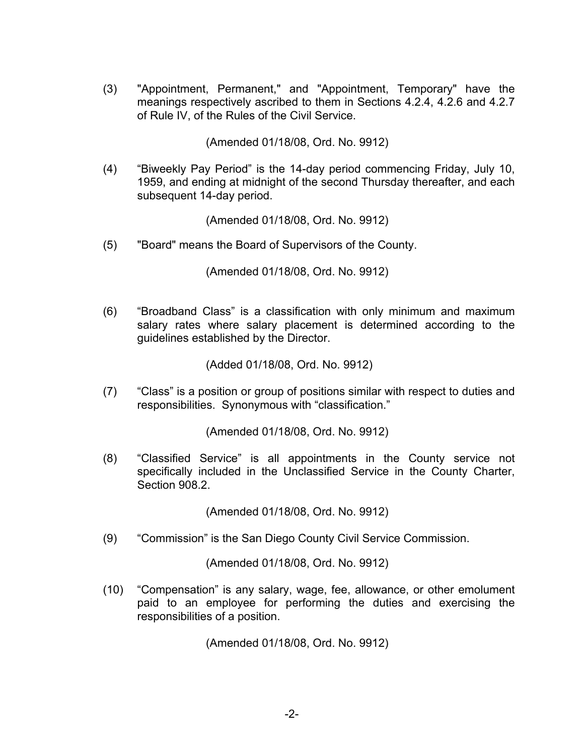(3) "Appointment, Permanent," and "Appointment, Temporary" have the meanings respectively ascribed to them in Sections 4.2.4, 4.2.6 and 4.2.7 of Rule IV, of the Rules of the Civil Service.

(Amended 01/18/08, Ord. No. 9912)

(4) "Biweekly Pay Period" is the 14-day period commencing Friday, July 10, 1959, and ending at midnight of the second Thursday thereafter, and each subsequent 14-day period.

(Amended 01/18/08, Ord. No. 9912)

(5) "Board" means the Board of Supervisors of the County.

(Amended 01/18/08, Ord. No. 9912)

(6) "Broadband Class" is a classification with only minimum and maximum salary rates where salary placement is determined according to the guidelines established by the Director.

(Added 01/18/08, Ord. No. 9912)

(7) "Class" is a position or group of positions similar with respect to duties and responsibilities. Synonymous with "classification."

(Amended 01/18/08, Ord. No. 9912)

(8) "Classified Service" is all appointments in the County service not specifically included in the Unclassified Service in the County Charter, Section 908.2.

(Amended 01/18/08, Ord. No. 9912)

(9) "Commission" is the San Diego County Civil Service Commission.

(Amended 01/18/08, Ord. No. 9912)

(10) "Compensation" is any salary, wage, fee, allowance, or other emolument paid to an employee for performing the duties and exercising the responsibilities of a position.

(Amended 01/18/08, Ord. No. 9912)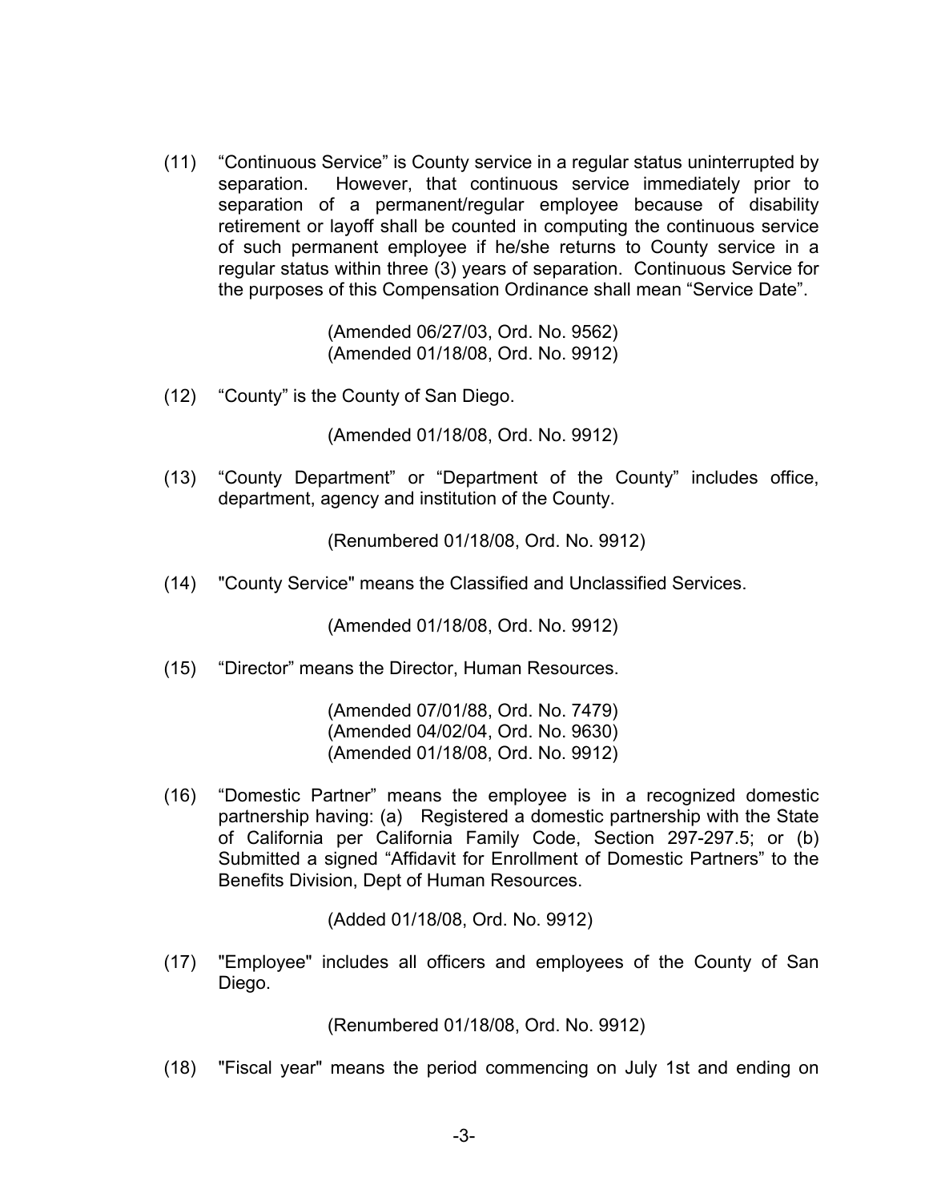(11) "Continuous Service" is County service in a regular status uninterrupted by separation. However, that continuous service immediately prior to separation of a permanent/regular employee because of disability retirement or layoff shall be counted in computing the continuous service of such permanent employee if he/she returns to County service in a regular status within three (3) years of separation. Continuous Service for the purposes of this Compensation Ordinance shall mean "Service Date".

(Amended 06/27/03, Ord. No. 9562)
(Amended 01/18/08, Ord. No. 9912)

(12) "County" is the County of San Diego.

(Amended 01/18/08, Ord. No. 9912)

(13) "County Department" or "Department of the County" includes office, department, agency and institution of the County.

(Renumbered 01/18/08, Ord. No. 9912)

(14) "County Service" means the Classified and Unclassified Services.

(Amended 01/18/08, Ord. No. 9912)

(15) "Director" means the Director, Human Resources.

(Amended 07/01/88, Ord. No. 7479)
(Amended 04/02/04, Ord. No. 9630)
(Amended 01/18/08, Ord. No. 9912)

(16) "Domestic Partner" means the employee is in a recognized domestic partnership having: (a) Registered a domestic partnership with the State of California per California Family Code, Section 297-297.5; or (b) Submitted a signed "Affidavit for Enrollment of Domestic Partners" to the Benefits Division, Dept of Human Resources.

(Added 01/18/08, Ord. No. 9912)

(17) "Employee" includes all officers and employees of the County of San Diego.

(Renumbered 01/18/08, Ord. No. 9912)

(18) "Fiscal year" means the period commencing on July 1st and ending on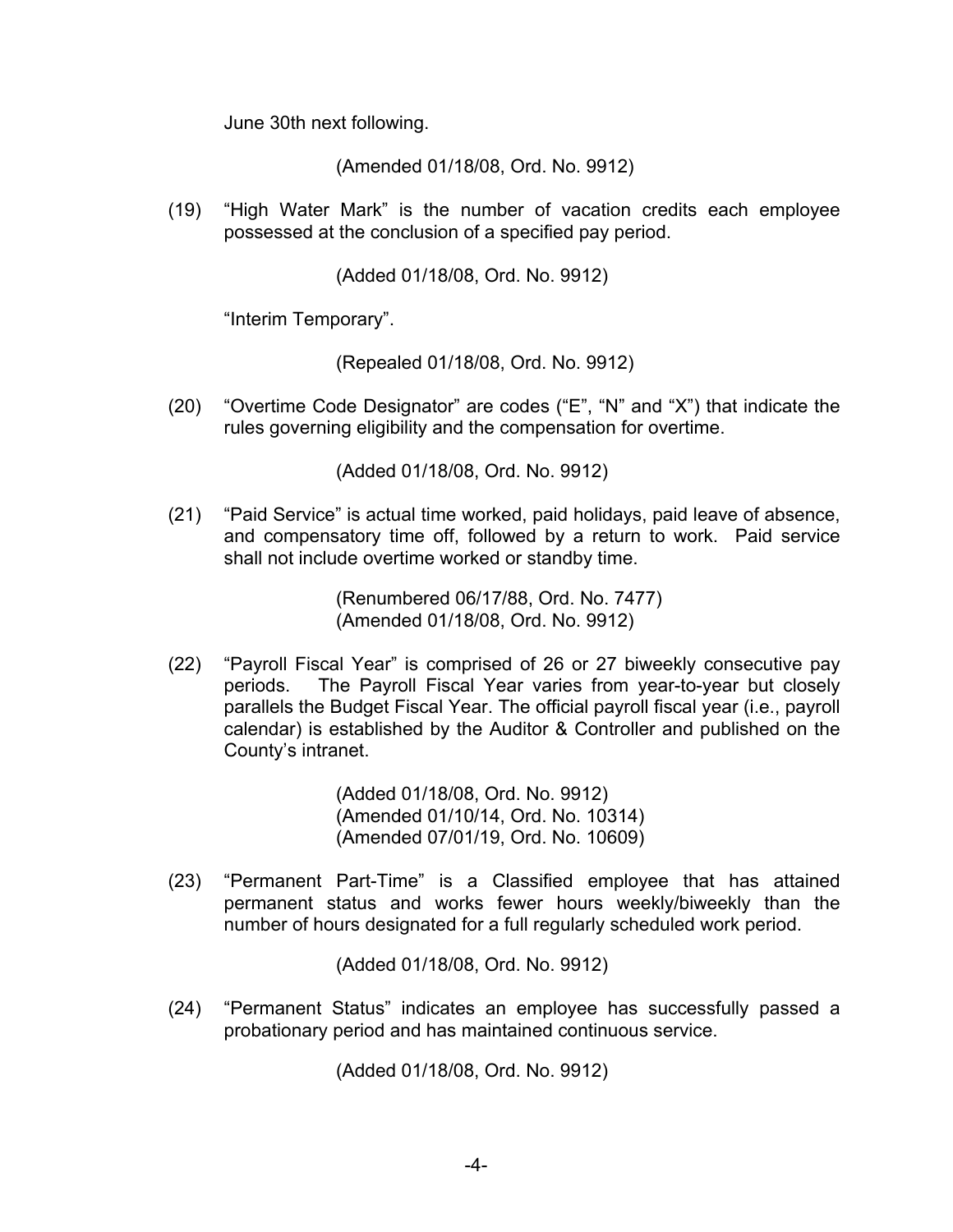June 30th next following.

(Amended 01/18/08, Ord. No. 9912)

(19) "High Water Mark" is the number of vacation credits each employee possessed at the conclusion of a specified pay period.

(Added 01/18/08, Ord. No. 9912)

"Interim Temporary".

(Repealed 01/18/08, Ord. No. 9912)

(20) "Overtime Code Designator" are codes ("E", "N" and "X") that indicate the rules governing eligibility and the compensation for overtime.

(Added 01/18/08, Ord. No. 9912)

(21) "Paid Service" is actual time worked, paid holidays, paid leave of absence, and compensatory time off, followed by a return to work. Paid service shall not include overtime worked or standby time.

(Renumbered 06/17/88, Ord. No. 7477)
(Amended 01/18/08, Ord. No. 9912)

(22) "Payroll Fiscal Year" is comprised of 26 or 27 biweekly consecutive pay periods. The Payroll Fiscal Year varies from year-to-year but closely parallels the Budget Fiscal Year. The official payroll fiscal year (i.e., payroll calendar) is established by the Auditor & Controller and published on the County's intranet.

(Added 01/18/08, Ord. No. 9912)
(Amended 01/10/14, Ord. No. 10314)
(Amended 07/01/19, Ord. No. 10609)

(23) "Permanent Part-Time" is a Classified employee that has attained permanent status and works fewer hours weekly/biweekly than the number of hours designated for a full regularly scheduled work period.

(Added 01/18/08, Ord. No. 9912)

(24) "Permanent Status" indicates an employee has successfully passed a probationary period and has maintained continuous service.

(Added 01/18/08, Ord. No. 9912)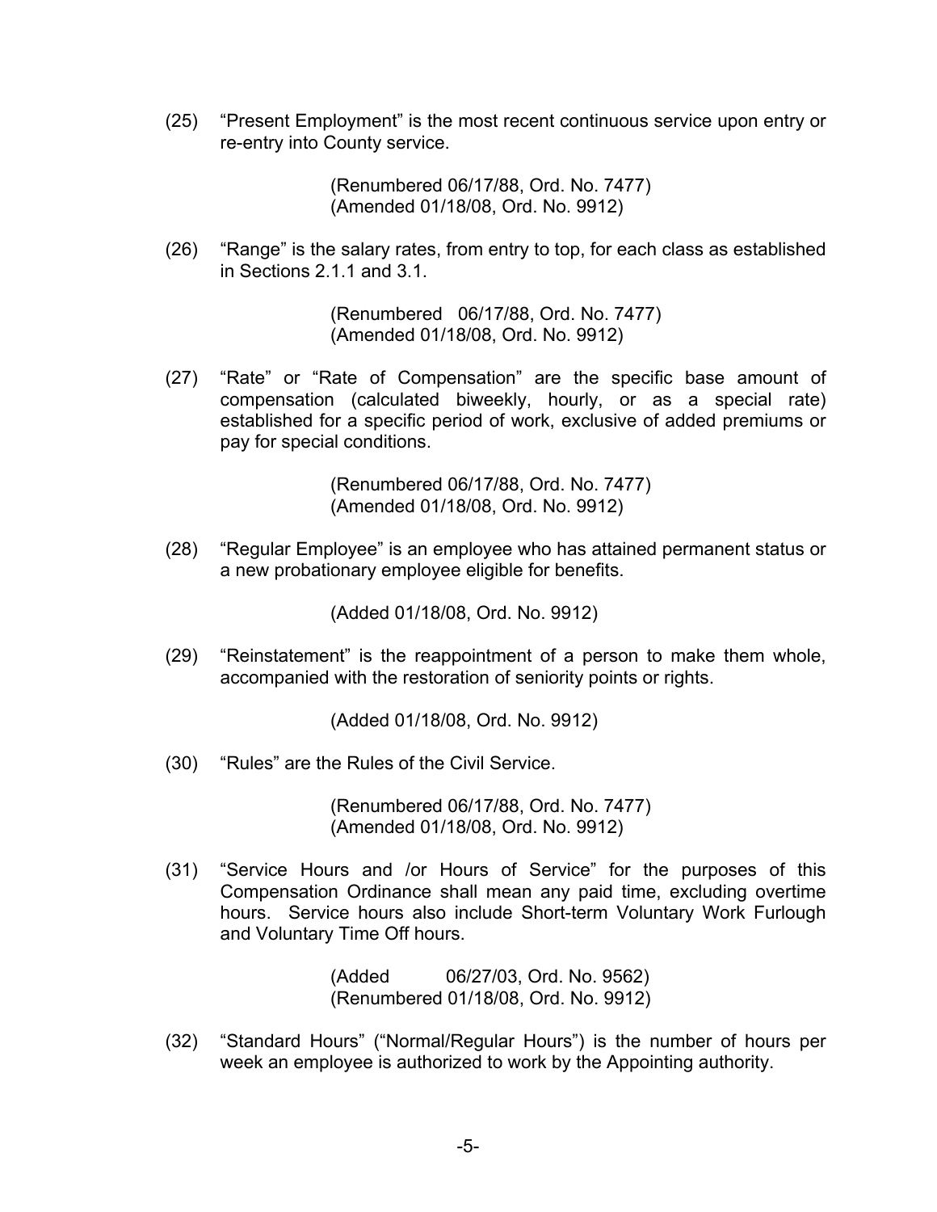(25) “Present Employment” is the most recent continuous service upon entry or re-entry into County service.

(Renumbered 06/17/88, Ord. No. 7477)
(Amended 01/18/08, Ord. No. 9912)

(26) “Range” is the salary rates, from entry to top, for each class as established in Sections 2.1.1 and 3.1.

(Renumbered 06/17/88, Ord. No. 7477)
(Amended 01/18/08, Ord. No. 9912)

(27) “Rate” or “Rate of Compensation” are the specific base amount of compensation (calculated biweekly, hourly, or as a special rate) established for a specific period of work, exclusive of added premiums or pay for special conditions.

(Renumbered 06/17/88, Ord. No. 7477)
(Amended 01/18/08, Ord. No. 9912)

(28) “Regular Employee” is an employee who has attained permanent status or a new probationary employee eligible for benefits.

(Added 01/18/08, Ord. No. 9912)

(29) “Reinstatement” is the reappointment of a person to make them whole, accompanied with the restoration of seniority points or rights.

(Added 01/18/08, Ord. No. 9912)

(30) “Rules” are the Rules of the Civil Service.

(Renumbered 06/17/88, Ord. No. 7477)
(Amended 01/18/08, Ord. No. 9912)

(31) “Service Hours and /or Hours of Service” for the purposes of this Compensation Ordinance shall mean any paid time, excluding overtime hours. Service hours also include Short-term Voluntary Work Furlough and Voluntary Time Off hours.

(Added 06/27/03, Ord. No. 9562)
(Renumbered 01/18/08, Ord. No. 9912)

(32) “Standard Hours” (“Normal/Regular Hours”) is the number of hours per week an employee is authorized to work by the Appointing authority.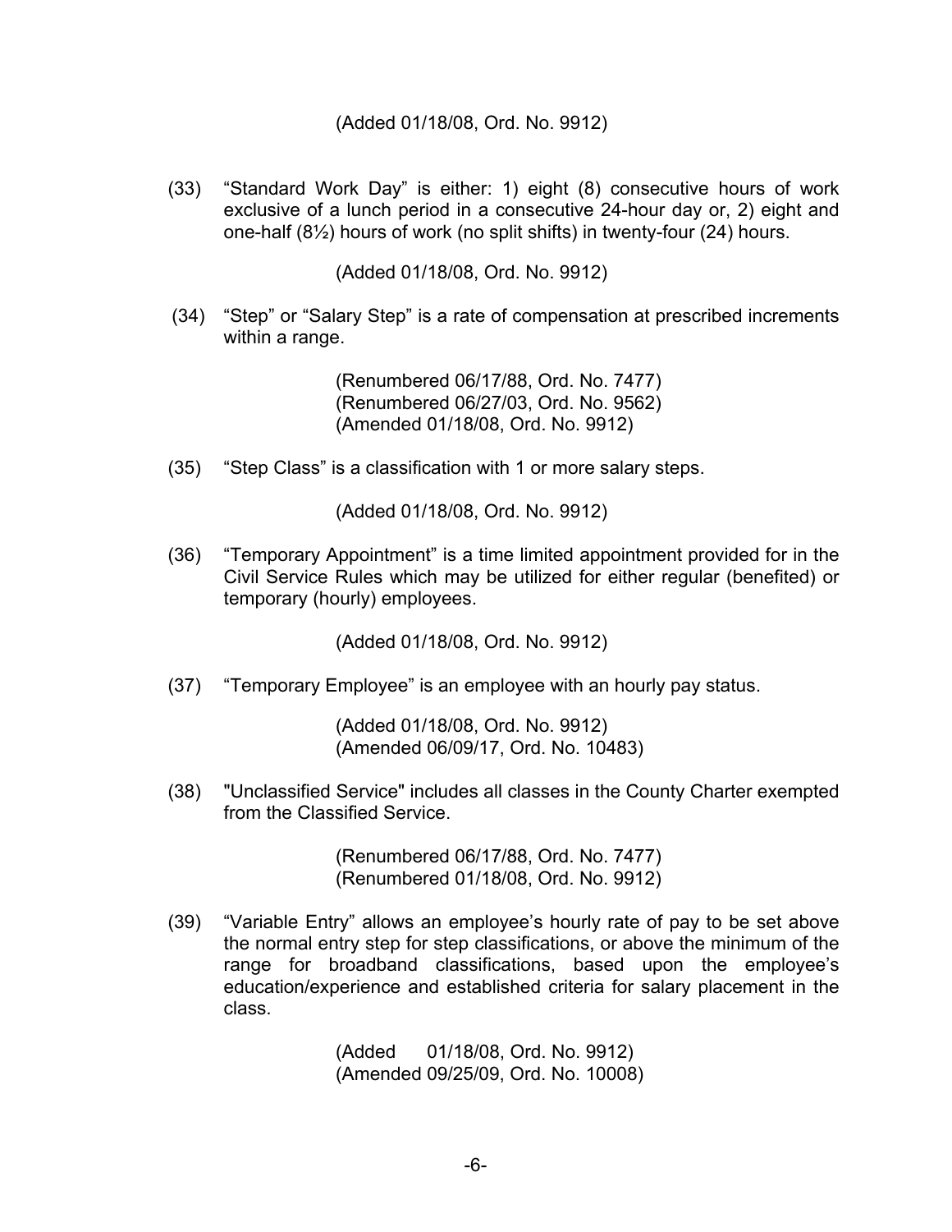(Added 01/18/08, Ord. No. 9912)

(33) "Standard Work Day" is either: 1) eight (8) consecutive hours of work exclusive of a lunch period in a consecutive 24-hour day or, 2) eight and one-half (8½) hours of work (no split shifts) in twenty-four (24) hours.

(Added 01/18/08, Ord. No. 9912)

(34) "Step" or "Salary Step" is a rate of compensation at prescribed increments within a range.

(Renumbered 06/17/88, Ord. No. 7477)
(Renumbered 06/27/03, Ord. No. 9562)
(Amended 01/18/08, Ord. No. 9912)

(35) "Step Class" is a classification with 1 or more salary steps.

(Added 01/18/08, Ord. No. 9912)

(36) "Temporary Appointment" is a time limited appointment provided for in the Civil Service Rules which may be utilized for either regular (benefited) or temporary (hourly) employees.

(Added 01/18/08, Ord. No. 9912)

(37) "Temporary Employee" is an employee with an hourly pay status.

(Added 01/18/08, Ord. No. 9912)
(Amended 06/09/17, Ord. No. 10483)

(38) "Unclassified Service" includes all classes in the County Charter exempted from the Classified Service.

(Renumbered 06/17/88, Ord. No. 7477)
(Renumbered 01/18/08, Ord. No. 9912)

(39) "Variable Entry" allows an employee's hourly rate of pay to be set above the normal entry step for step classifications, or above the minimum of the range for broadband classifications, based upon the employee's education/experience and established criteria for salary placement in the class.

(Added 01/18/08, Ord. No. 9912)
(Amended 09/25/09, Ord. No. 10008)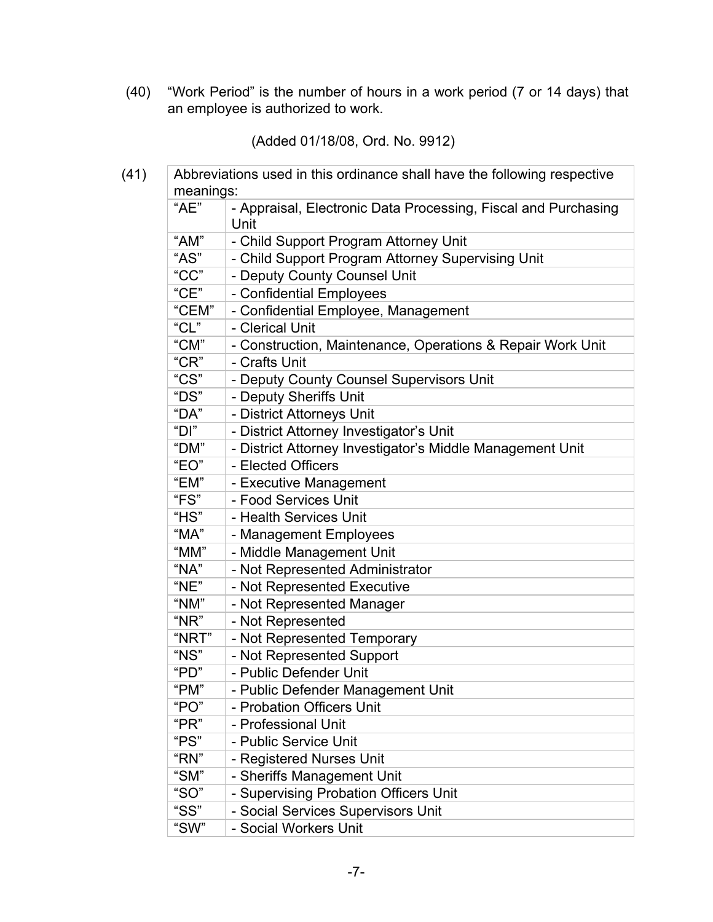(40) “Work Period” is the number of hours in a work period (7 or 14 days) that an employee is authorized to work.

(Added 01/18/08, Ord. No. 9912)

(41) Abbreviations used in this ordinance shall have the following respective meanings:

| | |
|---|---|
| “AE” | - Appraisal, Electronic Data Processing, Fiscal and Purchasing Unit |
| “AM” | - Child Support Program Attorney Unit |
| “AS” | - Child Support Program Attorney Supervising Unit |
| “CC” | - Deputy County Counsel Unit |
| “CE” | - Confidential Employees |
| “CEM” | - Confidential Employee, Management |
| “CL” | - Clerical Unit |
| “CM” | - Construction, Maintenance, Operations & Repair Work Unit |
| “CR” | - Crafts Unit |
| “CS” | - Deputy County Counsel Supervisors Unit |
| “DS” | - Deputy Sheriffs Unit |
| “DA” | - District Attorneys Unit |
| “DI” | - District Attorney Investigator’s Unit |
| “DM” | - District Attorney Investigator’s Middle Management Unit |
| “EO” | - Elected Officers |
| “EM” | - Executive Management |
| “FS” | - Food Services Unit |
| “HS” | - Health Services Unit |
| “MA” | - Management Employees |
| “MM” | - Middle Management Unit |
| “NA” | - Not Represented Administrator |
| “NE” | - Not Represented Executive |
| “NM” | - Not Represented Manager |
| “NR” | - Not Represented |
| “NRT” | - Not Represented Temporary |
| “NS” | - Not Represented Support |
| “PD” | - Public Defender Unit |
| “PM” | - Public Defender Management Unit |
| “PO” | - Probation Officers Unit |
| “PR” | - Professional Unit |
| “PS” | - Public Service Unit |
| “RN” | - Registered Nurses Unit |
| “SM” | - Sheriffs Management Unit |
| “SO” | - Supervising Probation Officers Unit |
| “SS” | - Social Services Supervisors Unit |
| “SW” | - Social Workers Unit |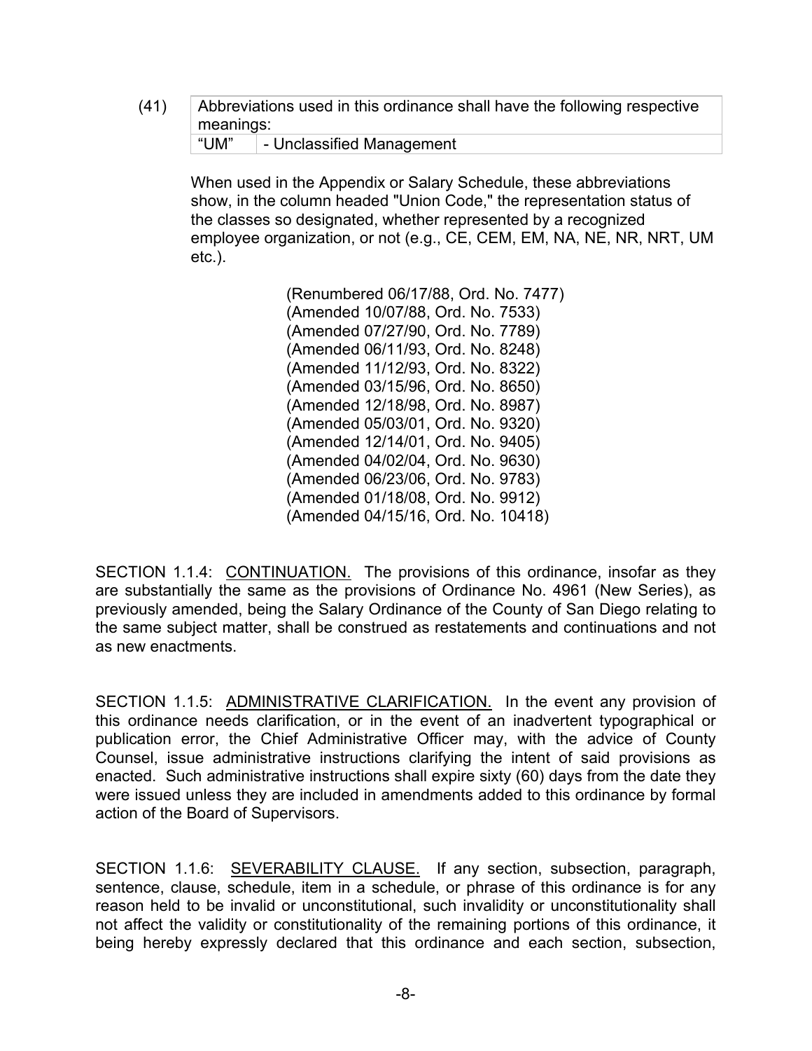(41) Abbreviations used in this ordinance shall have the following respective meanings:

| "UM" | - Unclassified Management |
| --- | --- |

When used in the Appendix or Salary Schedule, these abbreviations show, in the column headed "Union Code," the representation status of the classes so designated, whether represented by a recognized employee organization, or not (e.g., CE, CEM, EM, NA, NE, NR, NRT, UM etc.).

(Renumbered 06/17/88, Ord. No. 7477)
(Amended 10/07/88, Ord. No. 7533)
(Amended 07/27/90, Ord. No. 7789)
(Amended 06/11/93, Ord. No. 8248)
(Amended 11/12/93, Ord. No. 8322)
(Amended 03/15/96, Ord. No. 8650)
(Amended 12/18/98, Ord. No. 8987)
(Amended 05/03/01, Ord. No. 9320)
(Amended 12/14/01, Ord. No. 9405)
(Amended 04/02/04, Ord. No. 9630)
(Amended 06/23/06, Ord. No. 9783)
(Amended 01/18/08, Ord. No. 9912)
(Amended 04/15/16, Ord. No. 10418)

SECTION 1.1.4: <u>CONTINUATION.</u> The provisions of this ordinance, insofar as they are substantially the same as the provisions of Ordinance No. 4961 (New Series), as previously amended, being the Salary Ordinance of the County of San Diego relating to the same subject matter, shall be construed as restatements and continuations and not as new enactments.

SECTION 1.1.5: <u>ADMINISTRATIVE CLARIFICATION.</u> In the event any provision of this ordinance needs clarification, or in the event of an inadvertent typographical or publication error, the Chief Administrative Officer may, with the advice of County Counsel, issue administrative instructions clarifying the intent of said provisions as enacted. Such administrative instructions shall expire sixty (60) days from the date they were issued unless they are included in amendments added to this ordinance by formal action of the Board of Supervisors.

SECTION 1.1.6: <u>SEVERABILITY CLAUSE.</u> If any section, subsection, paragraph, sentence, clause, schedule, item in a schedule, or phrase of this ordinance is for any reason held to be invalid or unconstitutional, such invalidity or unconstitutionality shall not affect the validity or constitutionality of the remaining portions of this ordinance, it being hereby expressly declared that this ordinance and each section, subsection,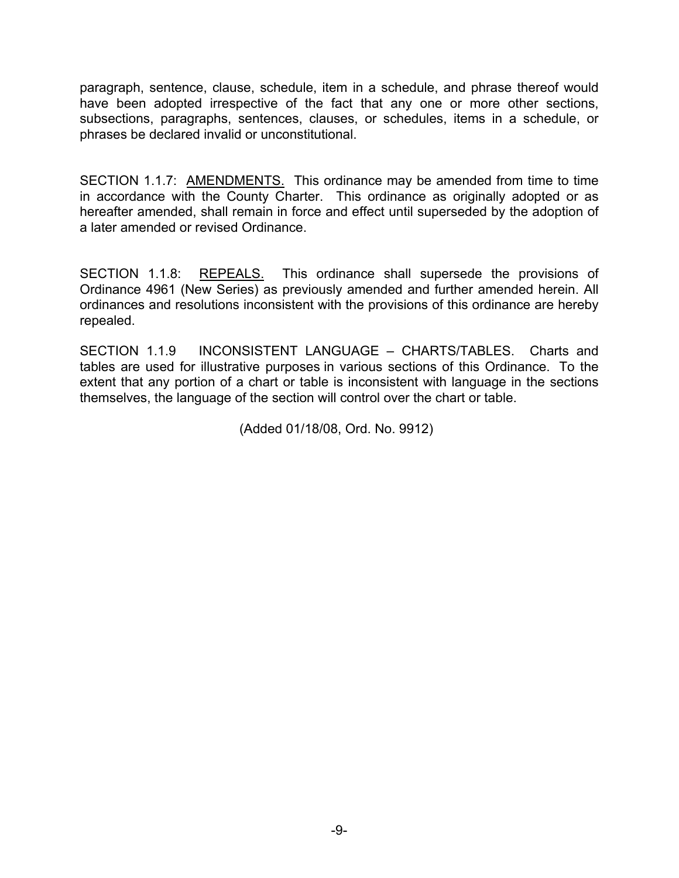paragraph, sentence, clause, schedule, item in a schedule, and phrase thereof would have been adopted irrespective of the fact that any one or more other sections, subsections, paragraphs, sentences, clauses, or schedules, items in a schedule, or phrases be declared invalid or unconstitutional.

SECTION 1.1.7: AMENDMENTS. This ordinance may be amended from time to time in accordance with the County Charter. This ordinance as originally adopted or as hereafter amended, shall remain in force and effect until superseded by the adoption of a later amended or revised Ordinance.

SECTION 1.1.8: REPEALS. This ordinance shall supersede the provisions of Ordinance 4961 (New Series) as previously amended and further amended herein. All ordinances and resolutions inconsistent with the provisions of this ordinance are hereby repealed.

SECTION 1.1.9 INCONSISTENT LANGUAGE – CHARTS/TABLES. Charts and tables are used for illustrative purposes in various sections of this Ordinance. To the extent that any portion of a chart or table is inconsistent with language in the sections themselves, the language of the section will control over the chart or table.

(Added 01/18/08, Ord. No. 9912)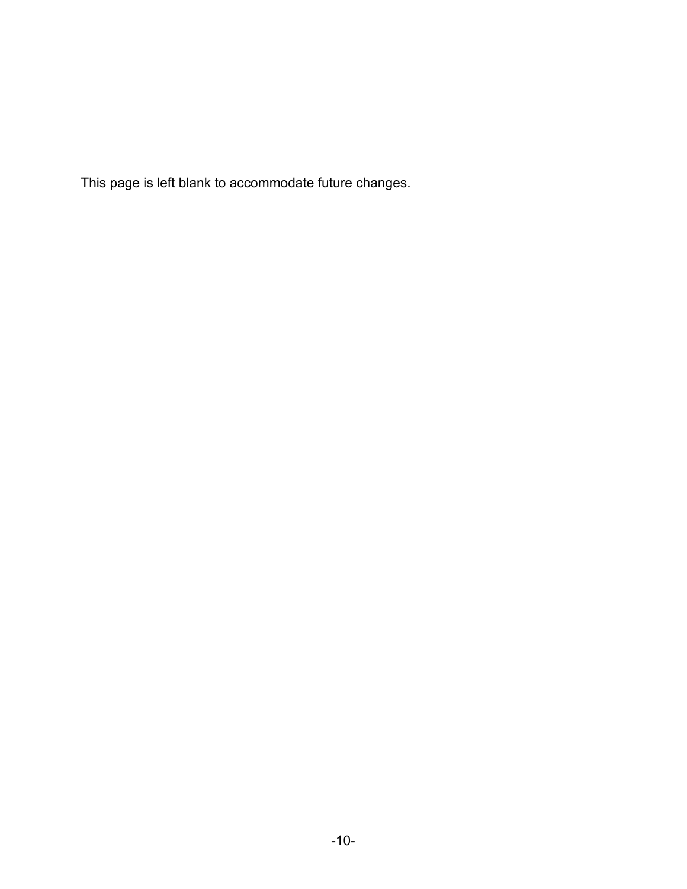This page is left blank to accommodate future changes.